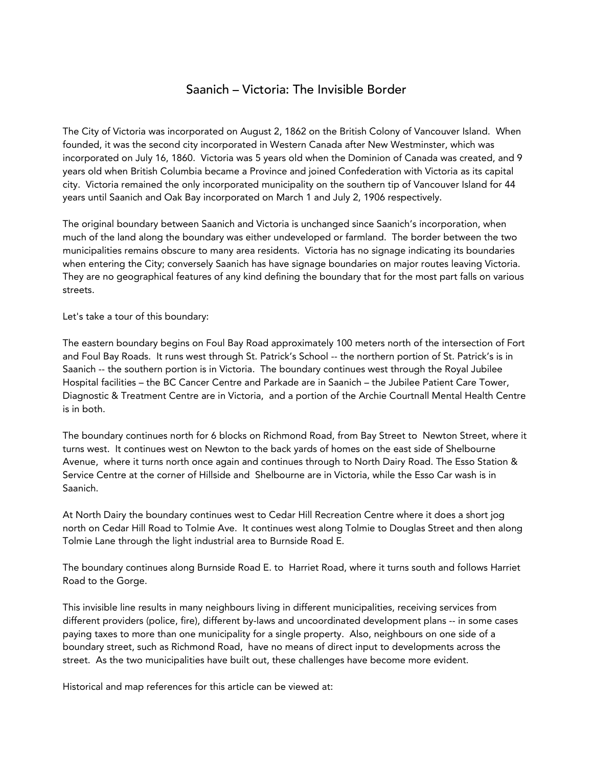# Saanich – Victoria: The Invisible Border

The City of Victoria was incorporated on August 2, 1862 on the British Colony of Vancouver Island. When founded, it was the second city incorporated in Western Canada after New Westminster, which was incorporated on July 16, 1860. Victoria was 5 years old when the Dominion of Canada was created, and 9 years old when British Columbia became a Province and joined Confederation with Victoria as its capital city. Victoria remained the only incorporated municipality on the southern tip of Vancouver Island for 44 years until Saanich and Oak Bay incorporated on March 1 and July 2, 1906 respectively.

The original boundary between Saanich and Victoria is unchanged since Saanich's incorporation, when much of the land along the boundary was either undeveloped or farmland. The border between the two municipalities remains obscure to many area residents. Victoria has no signage indicating its boundaries when entering the City; conversely Saanich has have signage boundaries on major routes leaving Victoria. They are no geographical features of any kind defining the boundary that for the most part falls on various streets.

Let's take a tour of this boundary:

The eastern boundary begins on Foul Bay Road approximately 100 meters north of the intersection of Fort and Foul Bay Roads. It runs west through St. Patrick's School -- the northern portion of St. Patrick's is in Saanich -- the southern portion is in Victoria. The boundary continues west through the Royal Jubilee Hospital facilities – the BC Cancer Centre and Parkade are in Saanich – the Jubilee Patient Care Tower, Diagnostic & Treatment Centre are in Victoria, and a portion of the Archie Courtnall Mental Health Centre is in both.

The boundary continues north for 6 blocks on Richmond Road, from Bay Street to Newton Street, where it turns west. It continues west on Newton to the back yards of homes on the east side of Shelbourne Avenue, where it turns north once again and continues through to North Dairy Road. The Esso Station & Service Centre at the corner of Hillside and Shelbourne are in Victoria, while the Esso Car wash is in Saanich.

At North Dairy the boundary continues west to Cedar Hill Recreation Centre where it does a short jog north on Cedar Hill Road to Tolmie Ave. It continues west along Tolmie to Douglas Street and then along Tolmie Lane through the light industrial area to Burnside Road E.

The boundary continues along Burnside Road E. to Harriet Road, where it turns south and follows Harriet Road to the Gorge.

This invisible line results in many neighbours living in different municipalities, receiving services from different providers (police, fire), different by-laws and uncoordinated development plans -- in some cases paying taxes to more than one municipality for a single property. Also, neighbours on one side of a boundary street, such as Richmond Road, have no means of direct input to developments across the street. As the two municipalities have built out, these challenges have become more evident.

Historical and map references for this article can be viewed at: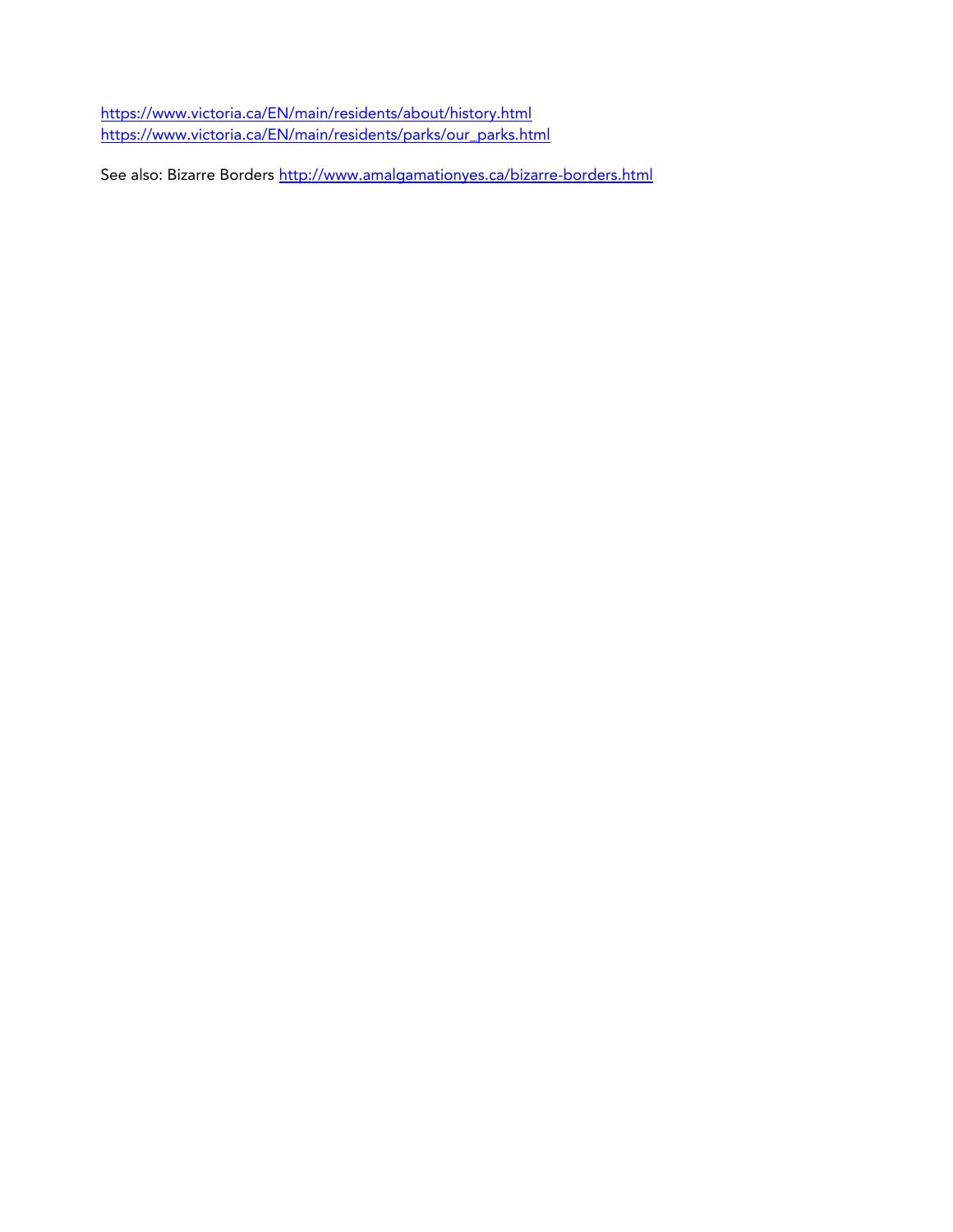https://www.victoria.ca/EN/main/residents/about/history.html
https://www.victoria.ca/EN/main/residents/parks/our_parks.html

See also: Bizarre Borders http://www.amalgamationyes.ca/bizarre-borders.html